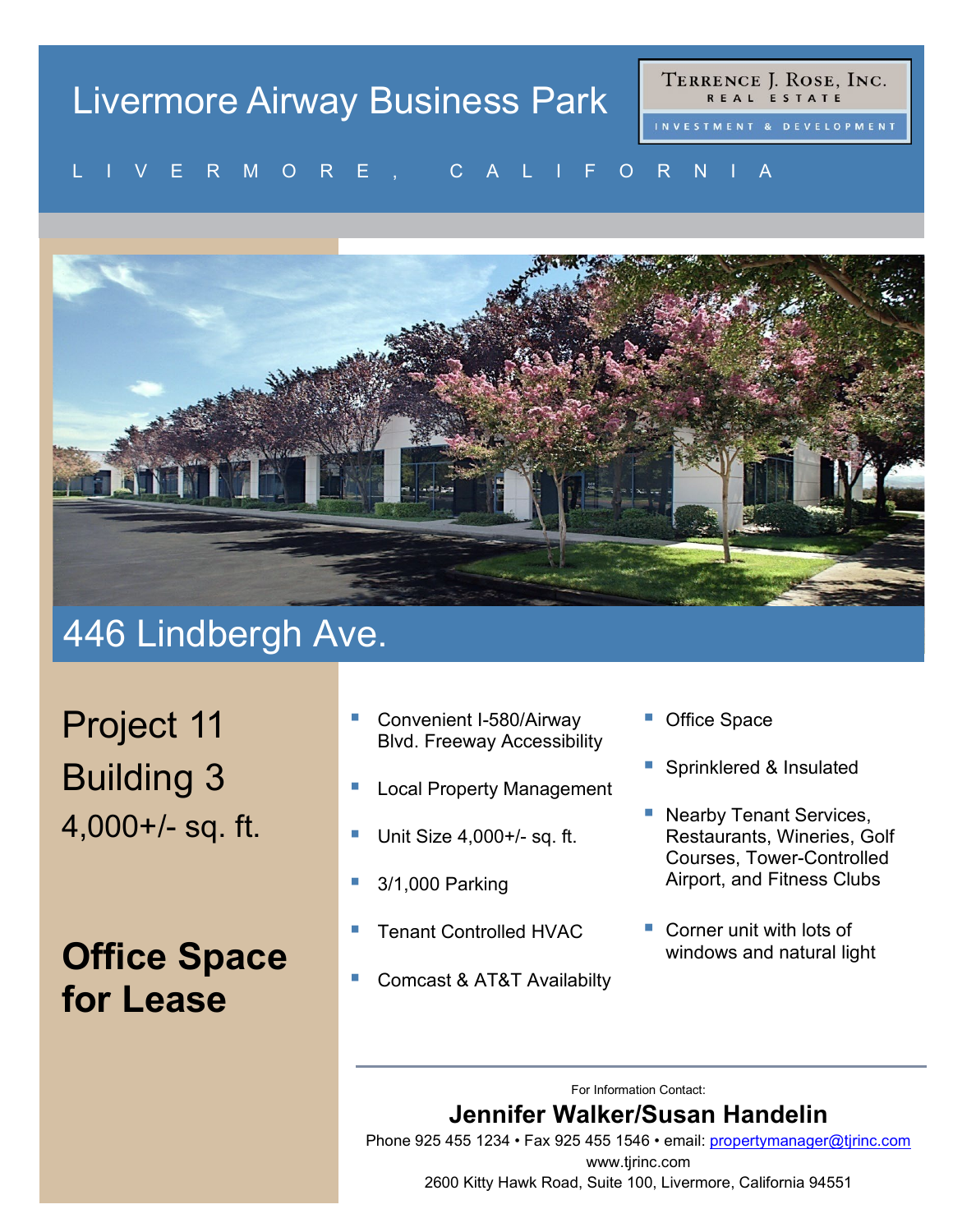# Livermore Airway Business Park

L I V E R M O R E ,   C A L I F O R N I A

TERRENCE J. ROSE, INC.
REAL ESTATE
INVESTMENT & DEVELOPMENT

## 446 Lindbergh Ave.

Project 11

Building 3

4,000+/- sq. ft.

**Office Space for Lease**

- Convenient I-580/Airway Blvd. Freeway Accessibility
- Local Property Management
- Unit Size 4,000+/- sq. ft.
- 3/1,000 Parking
- Tenant Controlled HVAC
- Comcast & AT&T Availabilty
- Office Space
- Sprinklered & Insulated
- Nearby Tenant Services, Restaurants, Wineries, Golf Courses, Tower-Controlled Airport, and Fitness Clubs
- Corner unit with lots of windows and natural light

For Information Contact:

**Jennifer Walker/Susan Handelin**

Phone 925 455 1234 • Fax 925 455 1546 • email: propertymanager@tjrinc.com

www.tjrinc.com

2600 Kitty Hawk Road, Suite 100, Livermore, California 94551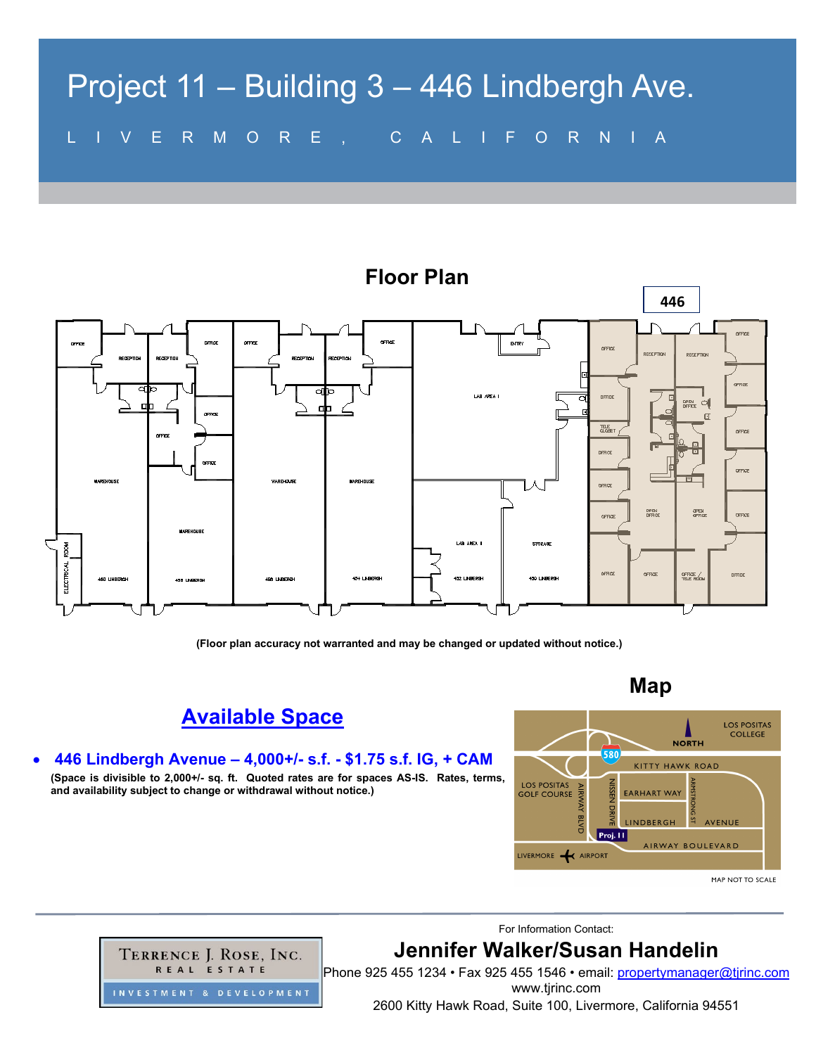# Project 11 – Building 3 – 446 Lindbergh Ave.

L I V E R M O R E , C A L I F O R N I A

## Floor Plan

446

OFFICE
RECEPTION
RECEPTION
OFFICE
OFFICE
RECEPTION
RECEPTION
OFFICE
ENTRY
OFFICE
RECEPTION
RECEPTION
OFFICE
OFFICE
OFFICE
LAB AREA I
OFFICE
OPEN OFFICE
OFFICE
OFFICE
TELE CLOSET
OFFICE
OFFICE
WAREHOUSE
WAREHOUSE
WAREHOUSE
OFFICE
OFFICE
WAREHOUSE
OPEN OFFICE
OPEN OFFICE
OFFICE
OFFICE
ELECTRICAL ROOM
LAB AREA II
STORAGE
460 LINDBERGH
458 LINDBERGH
456 LINDBERGH
454 LINDBERGH
452 LINDBERGH
450 LINDBERGH
OFFICE
OFFICE
OFFICE / TELE ROOM
OFFICE

(Floor plan accuracy not warranted and may be changed or updated without notice.)

## Available Space

- **446 Lindbergh Avenue – 4,000+/- s.f. - $1.75 s.f. IG, + CAM**

**(Space is divisible to 2,000+/- sq. ft. Quoted rates are for spaces AS-IS. Rates, terms, and availability subject to change or withdrawal without notice.)**

## Map

LOS POSITAS COLLEGE
NORTH
580
KITTY HAWK ROAD
LOS POSITAS GOLF COURSE
AIRWAY BLVD
NISSEN DRIVE
EARHART WAY
ARMSTRONG ST
LINDBERGH
AVENUE
Proj. 11
AIRWAY BOULEVARD
LIVERMORE AIRPORT
MAP NOT TO SCALE

TERRENCE J. ROSE, INC.
REAL ESTATE
INVESTMENT & DEVELOPMENT

For Information Contact:

**Jennifer Walker/Susan Handelin**

Phone 925 455 1234 • Fax 925 455 1546 • email: propertymanager@tjrinc.com
www.tjrinc.com
2600 Kitty Hawk Road, Suite 100, Livermore, California 94551